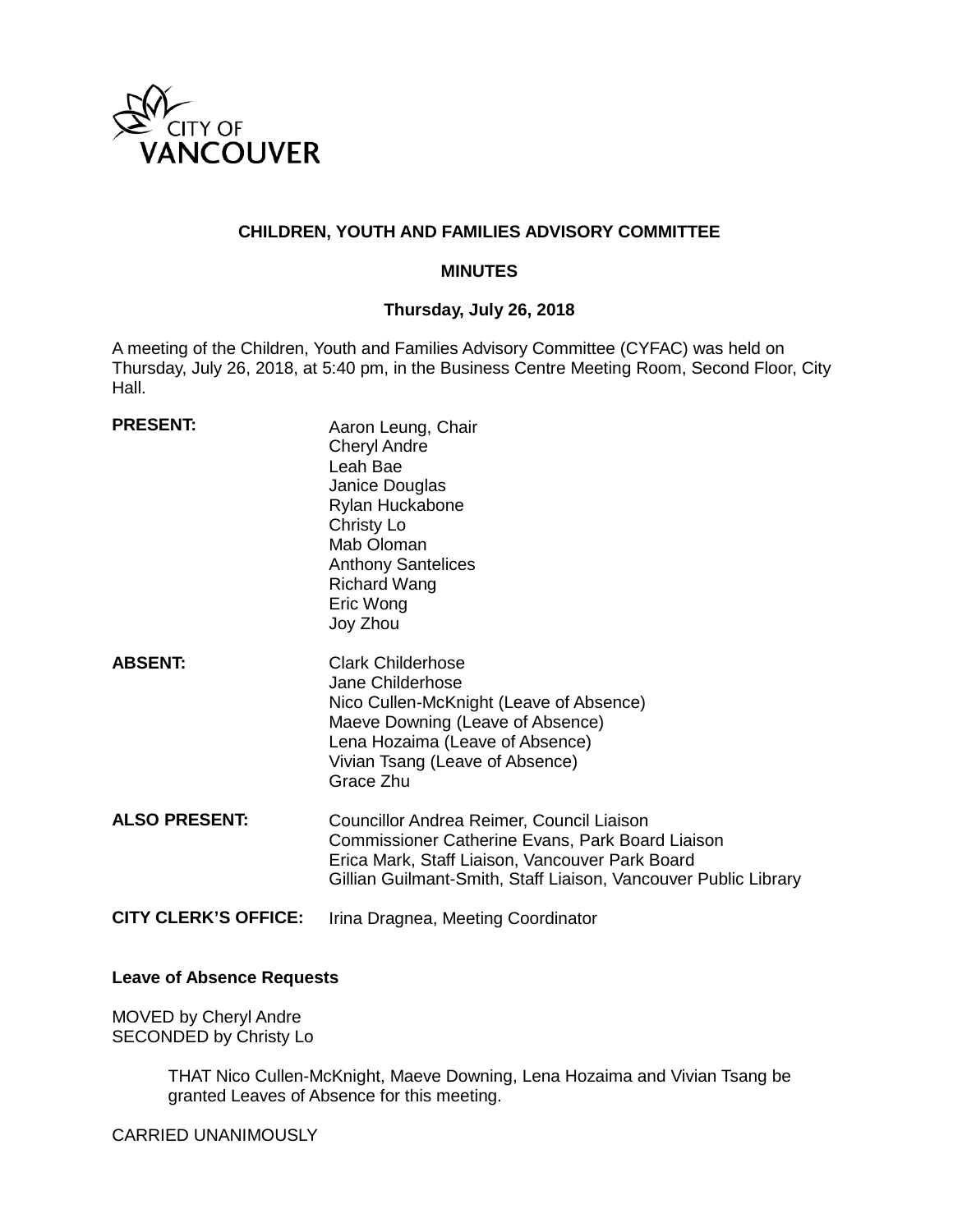CITY OF VANCOUVER

**CHILDREN, YOUTH AND FAMILIES ADVISORY COMMITTEE**

**MINUTES**

**Thursday, July 26, 2018**

A meeting of the Children, Youth and Families Advisory Committee (CYFAC) was held on Thursday, July 26, 2018, at 5:40 pm, in the Business Centre Meeting Room, Second Floor, City Hall.

| | |
|---|---|
| **PRESENT:** | Aaron Leung, Chair<br>Cheryl Andre<br>Leah Bae<br>Janice Douglas<br>Rylan Huckabone<br>Christy Lo<br>Mab Oloman<br>Anthony Santelices<br>Richard Wang<br>Eric Wong<br>Joy Zhou |
| **ABSENT:** | Clark Childerhose<br>Jane Childerhose<br>Nico Cullen-McKnight (Leave of Absence)<br>Maeve Downing (Leave of Absence)<br>Lena Hozaima (Leave of Absence)<br>Vivian Tsang (Leave of Absence)<br>Grace Zhu |
| **ALSO PRESENT:** | Councillor Andrea Reimer, Council Liaison<br>Commissioner Catherine Evans, Park Board Liaison<br>Erica Mark, Staff Liaison, Vancouver Park Board<br>Gillian Guilmant-Smith, Staff Liaison, Vancouver Public Library |
| **CITY CLERK'S OFFICE:** | Irina Dragnea, Meeting Coordinator |

**Leave of Absence Requests**

MOVED by Cheryl Andre
SECONDED by Christy Lo

> THAT Nico Cullen-McKnight, Maeve Downing, Lena Hozaima and Vivian Tsang be granted Leaves of Absence for this meeting.

CARRIED UNANIMOUSLY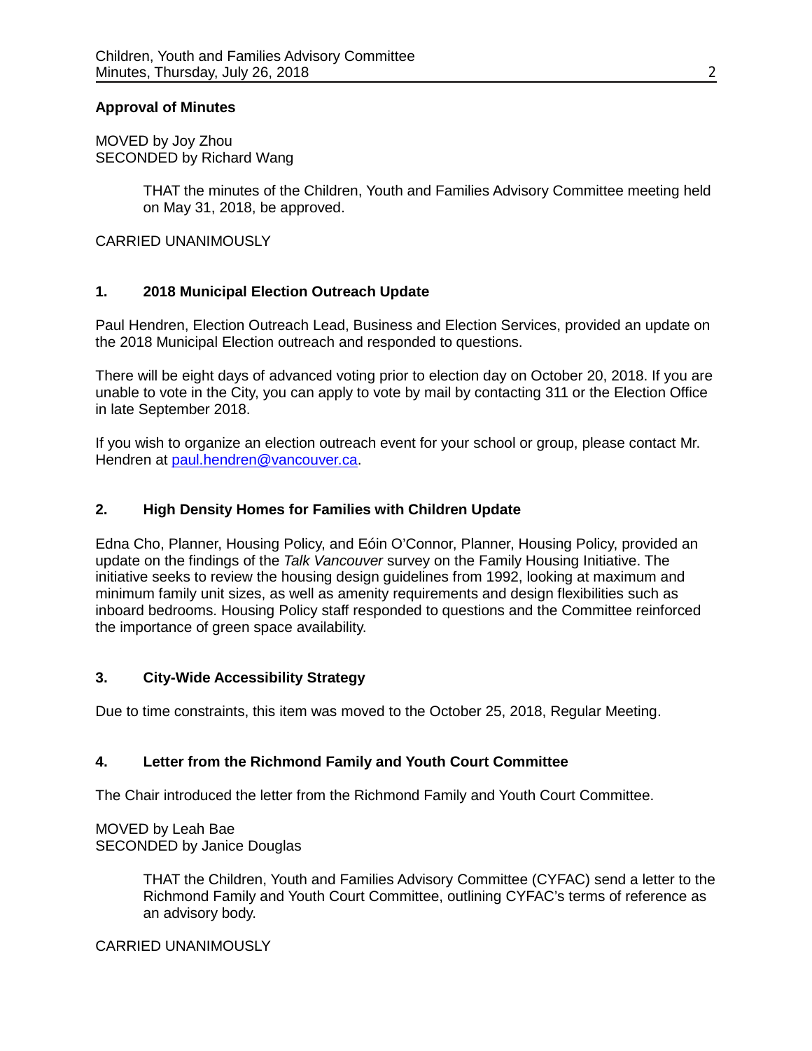**Approval of Minutes**

MOVED by Joy Zhou
SECONDED by Richard Wang

> THAT the minutes of the Children, Youth and Families Advisory Committee meeting held on May 31, 2018, be approved.

CARRIED UNANIMOUSLY

## 1. 2018 Municipal Election Outreach Update

Paul Hendren, Election Outreach Lead, Business and Election Services, provided an update on the 2018 Municipal Election outreach and responded to questions.

There will be eight days of advanced voting prior to election day on October 20, 2018. If you are unable to vote in the City, you can apply to vote by mail by contacting 311 or the Election Office in late September 2018.

If you wish to organize an election outreach event for your school or group, please contact Mr. Hendren at paul.hendren@vancouver.ca.

## 2. High Density Homes for Families with Children Update

Edna Cho, Planner, Housing Policy, and Eóin O'Connor, Planner, Housing Policy, provided an update on the findings of the *Talk Vancouver* survey on the Family Housing Initiative. The initiative seeks to review the housing design guidelines from 1992, looking at maximum and minimum family unit sizes, as well as amenity requirements and design flexibilities such as inboard bedrooms. Housing Policy staff responded to questions and the Committee reinforced the importance of green space availability.

## 3. City-Wide Accessibility Strategy

Due to time constraints, this item was moved to the October 25, 2018, Regular Meeting.

## 4. Letter from the Richmond Family and Youth Court Committee

The Chair introduced the letter from the Richmond Family and Youth Court Committee.

MOVED by Leah Bae
SECONDED by Janice Douglas

> THAT the Children, Youth and Families Advisory Committee (CYFAC) send a letter to the Richmond Family and Youth Court Committee, outlining CYFAC's terms of reference as an advisory body.

CARRIED UNANIMOUSLY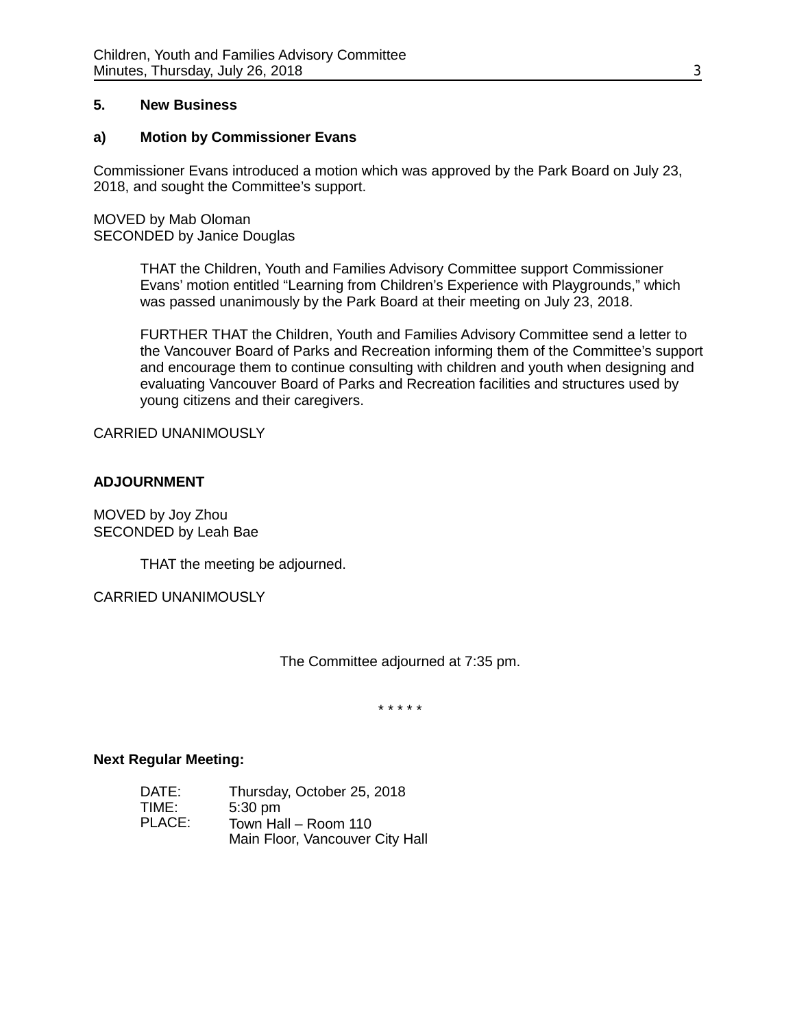**5. New Business**

**a) Motion by Commissioner Evans**

Commissioner Evans introduced a motion which was approved by the Park Board on July 23, 2018, and sought the Committee's support.

MOVED by Mab Oloman
SECONDED by Janice Douglas

> THAT the Children, Youth and Families Advisory Committee support Commissioner Evans' motion entitled "Learning from Children's Experience with Playgrounds," which was passed unanimously by the Park Board at their meeting on July 23, 2018.
>
> FURTHER THAT the Children, Youth and Families Advisory Committee send a letter to the Vancouver Board of Parks and Recreation informing them of the Committee's support and encourage them to continue consulting with children and youth when designing and evaluating Vancouver Board of Parks and Recreation facilities and structures used by young citizens and their caregivers.

CARRIED UNANIMOUSLY

**ADJOURNMENT**

MOVED by Joy Zhou
SECONDED by Leah Bae

> THAT the meeting be adjourned.

CARRIED UNANIMOUSLY

The Committee adjourned at 7:35 pm.

\* \* \* \* \*

**Next Regular Meeting:**

| | |
|---|---|
| DATE: | Thursday, October 25, 2018 |
| TIME: | 5:30 pm |
| PLACE: | Town Hall – Room 110<br>Main Floor, Vancouver City Hall |